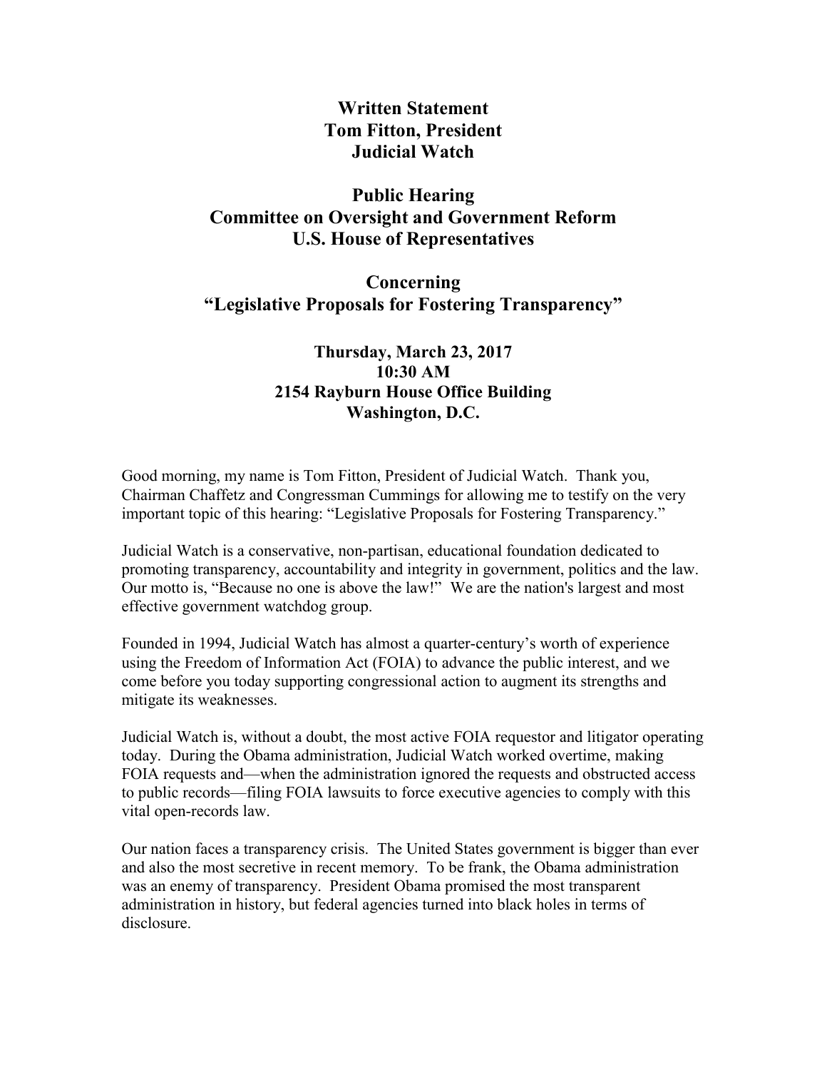# Written Statement
# Tom Fitton, President
# Judicial Watch

## Public Hearing
## Committee on Oversight and Government Reform
## U.S. House of Representatives

## Concerning
## "Legislative Proposals for Fostering Transparency"

### Thursday, March 23, 2017
### 10:30 AM
### 2154 Rayburn House Office Building
### Washington, D.C.

Good morning, my name is Tom Fitton, President of Judicial Watch. Thank you, Chairman Chaffetz and Congressman Cummings for allowing me to testify on the very important topic of this hearing: "Legislative Proposals for Fostering Transparency."

Judicial Watch is a conservative, non-partisan, educational foundation dedicated to promoting transparency, accountability and integrity in government, politics and the law. Our motto is, "Because no one is above the law!" We are the nation's largest and most effective government watchdog group.

Founded in 1994, Judicial Watch has almost a quarter-century's worth of experience using the Freedom of Information Act (FOIA) to advance the public interest, and we come before you today supporting congressional action to augment its strengths and mitigate its weaknesses.

Judicial Watch is, without a doubt, the most active FOIA requestor and litigator operating today. During the Obama administration, Judicial Watch worked overtime, making FOIA requests and—when the administration ignored the requests and obstructed access to public records—filing FOIA lawsuits to force executive agencies to comply with this vital open-records law.

Our nation faces a transparency crisis. The United States government is bigger than ever and also the most secretive in recent memory. To be frank, the Obama administration was an enemy of transparency. President Obama promised the most transparent administration in history, but federal agencies turned into black holes in terms of disclosure.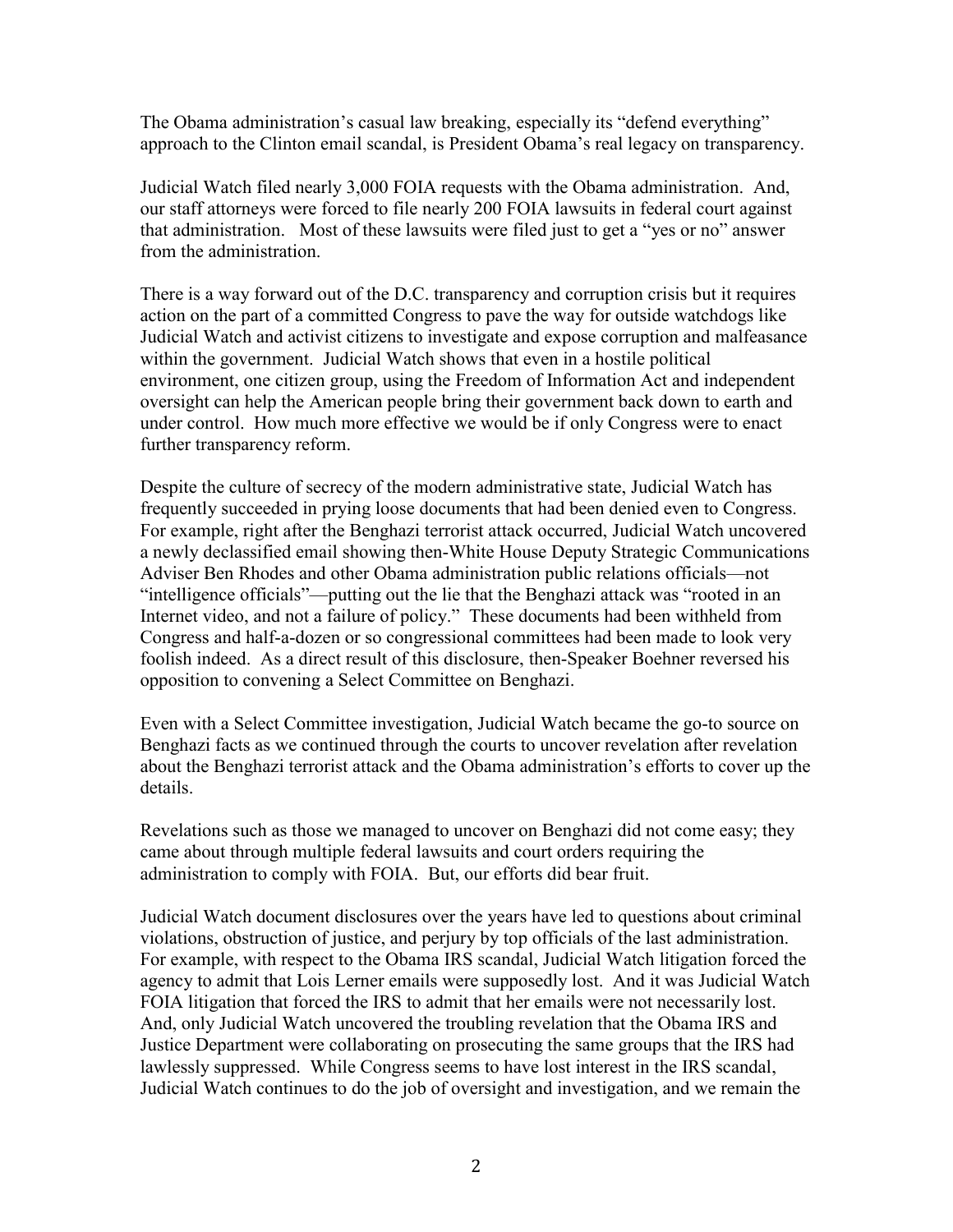The Obama administration's casual law breaking, especially its "defend everything" approach to the Clinton email scandal, is President Obama's real legacy on transparency.

Judicial Watch filed nearly 3,000 FOIA requests with the Obama administration. And, our staff attorneys were forced to file nearly 200 FOIA lawsuits in federal court against that administration. Most of these lawsuits were filed just to get a "yes or no" answer from the administration.

There is a way forward out of the D.C. transparency and corruption crisis but it requires action on the part of a committed Congress to pave the way for outside watchdogs like Judicial Watch and activist citizens to investigate and expose corruption and malfeasance within the government. Judicial Watch shows that even in a hostile political environment, one citizen group, using the Freedom of Information Act and independent oversight can help the American people bring their government back down to earth and under control. How much more effective we would be if only Congress were to enact further transparency reform.

Despite the culture of secrecy of the modern administrative state, Judicial Watch has frequently succeeded in prying loose documents that had been denied even to Congress. For example, right after the Benghazi terrorist attack occurred, Judicial Watch uncovered a newly declassified email showing then-White House Deputy Strategic Communications Adviser Ben Rhodes and other Obama administration public relations officials—not "intelligence officials"—putting out the lie that the Benghazi attack was "rooted in an Internet video, and not a failure of policy." These documents had been withheld from Congress and half-a-dozen or so congressional committees had been made to look very foolish indeed. As a direct result of this disclosure, then-Speaker Boehner reversed his opposition to convening a Select Committee on Benghazi.

Even with a Select Committee investigation, Judicial Watch became the go-to source on Benghazi facts as we continued through the courts to uncover revelation after revelation about the Benghazi terrorist attack and the Obama administration's efforts to cover up the details.

Revelations such as those we managed to uncover on Benghazi did not come easy; they came about through multiple federal lawsuits and court orders requiring the administration to comply with FOIA. But, our efforts did bear fruit.

Judicial Watch document disclosures over the years have led to questions about criminal violations, obstruction of justice, and perjury by top officials of the last administration. For example, with respect to the Obama IRS scandal, Judicial Watch litigation forced the agency to admit that Lois Lerner emails were supposedly lost. And it was Judicial Watch FOIA litigation that forced the IRS to admit that her emails were not necessarily lost. And, only Judicial Watch uncovered the troubling revelation that the Obama IRS and Justice Department were collaborating on prosecuting the same groups that the IRS had lawlessly suppressed. While Congress seems to have lost interest in the IRS scandal, Judicial Watch continues to do the job of oversight and investigation, and we remain the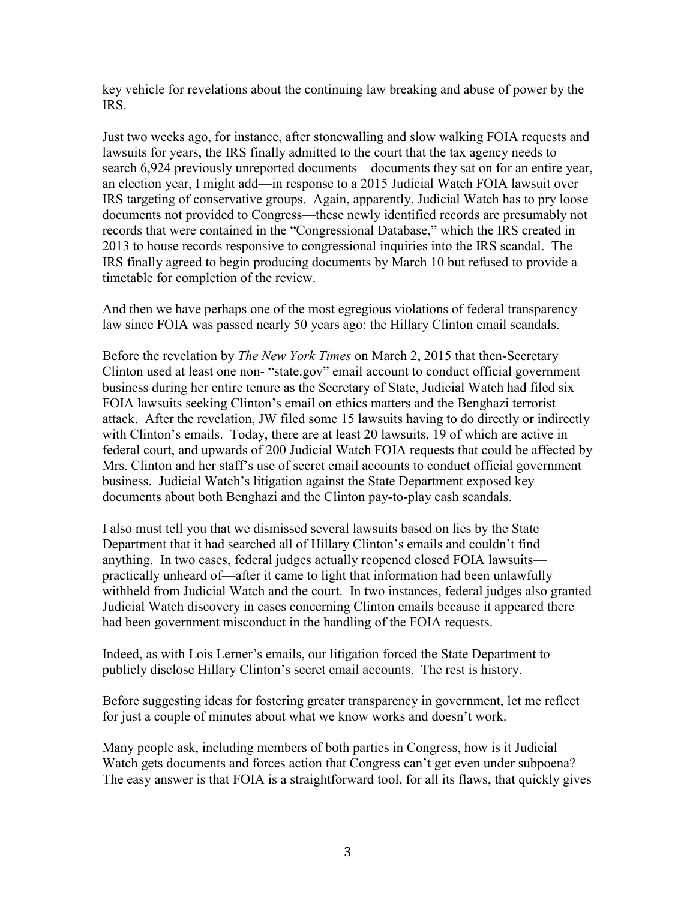key vehicle for revelations about the continuing law breaking and abuse of power by the IRS.

Just two weeks ago, for instance, after stonewalling and slow walking FOIA requests and lawsuits for years, the IRS finally admitted to the court that the tax agency needs to search 6,924 previously unreported documents—documents they sat on for an entire year, an election year, I might add—in response to a 2015 Judicial Watch FOIA lawsuit over IRS targeting of conservative groups. Again, apparently, Judicial Watch has to pry loose documents not provided to Congress—these newly identified records are presumably not records that were contained in the "Congressional Database," which the IRS created in 2013 to house records responsive to congressional inquiries into the IRS scandal. The IRS finally agreed to begin producing documents by March 10 but refused to provide a timetable for completion of the review.

And then we have perhaps one of the most egregious violations of federal transparency law since FOIA was passed nearly 50 years ago: the Hillary Clinton email scandals.

Before the revelation by *The New York Times* on March 2, 2015 that then-Secretary Clinton used at least one non- "state.gov" email account to conduct official government business during her entire tenure as the Secretary of State, Judicial Watch had filed six FOIA lawsuits seeking Clinton's email on ethics matters and the Benghazi terrorist attack. After the revelation, JW filed some 15 lawsuits having to do directly or indirectly with Clinton's emails. Today, there are at least 20 lawsuits, 19 of which are active in federal court, and upwards of 200 Judicial Watch FOIA requests that could be affected by Mrs. Clinton and her staff's use of secret email accounts to conduct official government business. Judicial Watch's litigation against the State Department exposed key documents about both Benghazi and the Clinton pay-to-play cash scandals.

I also must tell you that we dismissed several lawsuits based on lies by the State Department that it had searched all of Hillary Clinton's emails and couldn't find anything. In two cases, federal judges actually reopened closed FOIA lawsuits—practically unheard of—after it came to light that information had been unlawfully withheld from Judicial Watch and the court. In two instances, federal judges also granted Judicial Watch discovery in cases concerning Clinton emails because it appeared there had been government misconduct in the handling of the FOIA requests.

Indeed, as with Lois Lerner's emails, our litigation forced the State Department to publicly disclose Hillary Clinton's secret email accounts. The rest is history.

Before suggesting ideas for fostering greater transparency in government, let me reflect for just a couple of minutes about what we know works and doesn't work.

Many people ask, including members of both parties in Congress, how is it Judicial Watch gets documents and forces action that Congress can't get even under subpoena? The easy answer is that FOIA is a straightforward tool, for all its flaws, that quickly gives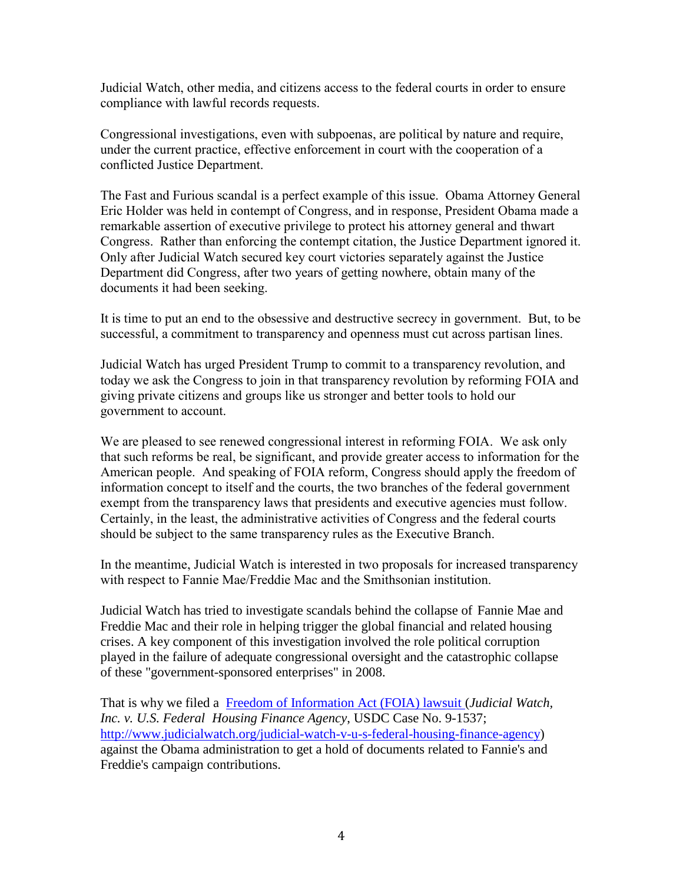Judicial Watch, other media, and citizens access to the federal courts in order to ensure compliance with lawful records requests.

Congressional investigations, even with subpoenas, are political by nature and require, under the current practice, effective enforcement in court with the cooperation of a conflicted Justice Department.

The Fast and Furious scandal is a perfect example of this issue. Obama Attorney General Eric Holder was held in contempt of Congress, and in response, President Obama made a remarkable assertion of executive privilege to protect his attorney general and thwart Congress. Rather than enforcing the contempt citation, the Justice Department ignored it. Only after Judicial Watch secured key court victories separately against the Justice Department did Congress, after two years of getting nowhere, obtain many of the documents it had been seeking.

It is time to put an end to the obsessive and destructive secrecy in government. But, to be successful, a commitment to transparency and openness must cut across partisan lines.

Judicial Watch has urged President Trump to commit to a transparency revolution, and today we ask the Congress to join in that transparency revolution by reforming FOIA and giving private citizens and groups like us stronger and better tools to hold our government to account.

We are pleased to see renewed congressional interest in reforming FOIA. We ask only that such reforms be real, be significant, and provide greater access to information for the American people. And speaking of FOIA reform, Congress should apply the freedom of information concept to itself and the courts, the two branches of the federal government exempt from the transparency laws that presidents and executive agencies must follow. Certainly, in the least, the administrative activities of Congress and the federal courts should be subject to the same transparency rules as the Executive Branch.

In the meantime, Judicial Watch is interested in two proposals for increased transparency with respect to Fannie Mae/Freddie Mac and the Smithsonian institution.

Judicial Watch has tried to investigate scandals behind the collapse of Fannie Mae and Freddie Mac and their role in helping trigger the global financial and related housing crises. A key component of this investigation involved the role political corruption played in the failure of adequate congressional oversight and the catastrophic collapse of these "government-sponsored enterprises" in 2008.

That is why we filed a [Freedom of Information Act (FOIA) lawsuit](http://www.judicialwatch.org/judicial-watch-v-u-s-federal-housing-finance-agency) (*Judicial Watch, Inc. v. U.S. Federal Housing Finance Agency*, USDC Case No. 9-1537; http://www.judicialwatch.org/judicial-watch-v-u-s-federal-housing-finance-agency) against the Obama administration to get a hold of documents related to Fannie's and Freddie's campaign contributions.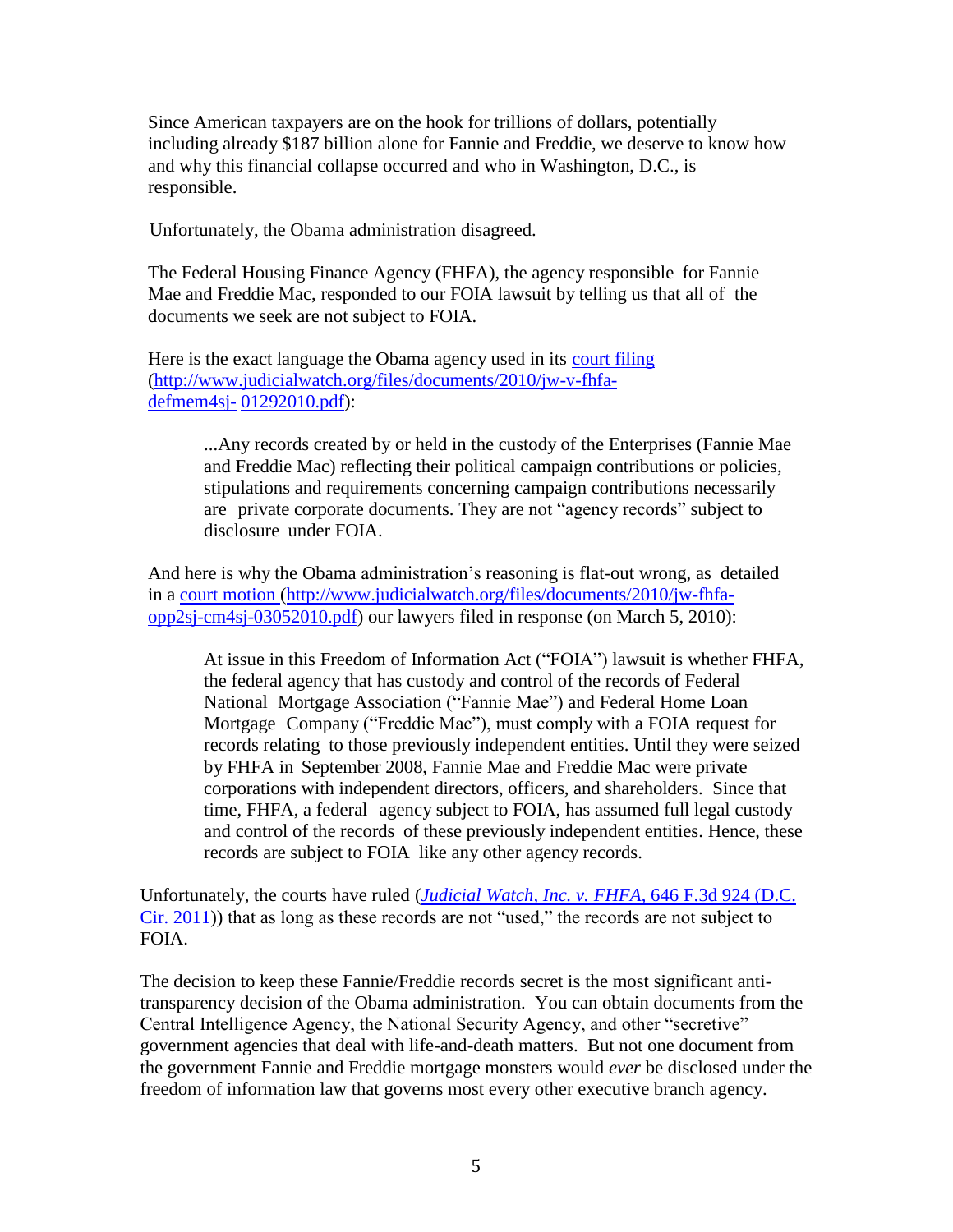Since American taxpayers are on the hook for trillions of dollars, potentially including already $187 billion alone for Fannie and Freddie, we deserve to know how and why this financial collapse occurred and who in Washington, D.C., is responsible.

Unfortunately, the Obama administration disagreed.

The Federal Housing Finance Agency (FHFA), the agency responsible for Fannie Mae and Freddie Mac, responded to our FOIA lawsuit by telling us that all of the documents we seek are not subject to FOIA.

Here is the exact language the Obama agency used in its [court filing](http://www.judicialwatch.org/files/documents/2010/jw-v-fhfa-defmem4sj-01292010.pdf) (http://www.judicialwatch.org/files/documents/2010/jw-v-fhfa-defmem4sj- 01292010.pdf):

> ...Any records created by or held in the custody of the Enterprises (Fannie Mae and Freddie Mac) reflecting their political campaign contributions or policies, stipulations and requirements concerning campaign contributions necessarily are private corporate documents. They are not "agency records" subject to disclosure under FOIA.

And here is why the Obama administration's reasoning is flat-out wrong, as detailed in a [court motion](http://www.judicialwatch.org/files/documents/2010/jw-fhfa-opp2sj-cm4sj-03052010.pdf) (http://www.judicialwatch.org/files/documents/2010/jw-fhfa-opp2sj-cm4sj-03052010.pdf) our lawyers filed in response (on March 5, 2010):

> At issue in this Freedom of Information Act ("FOIA") lawsuit is whether FHFA, the federal agency that has custody and control of the records of Federal National Mortgage Association ("Fannie Mae") and Federal Home Loan Mortgage Company ("Freddie Mac"), must comply with a FOIA request for records relating to those previously independent entities. Until they were seized by FHFA in September 2008, Fannie Mae and Freddie Mac were private corporations with independent directors, officers, and shareholders. Since that time, FHFA, a federal agency subject to FOIA, has assumed full legal custody and control of the records of these previously independent entities. Hence, these records are subject to FOIA like any other agency records.

Unfortunately, the courts have ruled (*Judicial Watch, Inc. v. FHFA*, 646 F.3d 924 (D.C. Cir. 2011)) that as long as these records are not "used," the records are not subject to FOIA.

The decision to keep these Fannie/Freddie records secret is the most significant anti-transparency decision of the Obama administration. You can obtain documents from the Central Intelligence Agency, the National Security Agency, and other "secretive" government agencies that deal with life-and-death matters. But not one document from the government Fannie and Freddie mortgage monsters would *ever* be disclosed under the freedom of information law that governs most every other executive branch agency.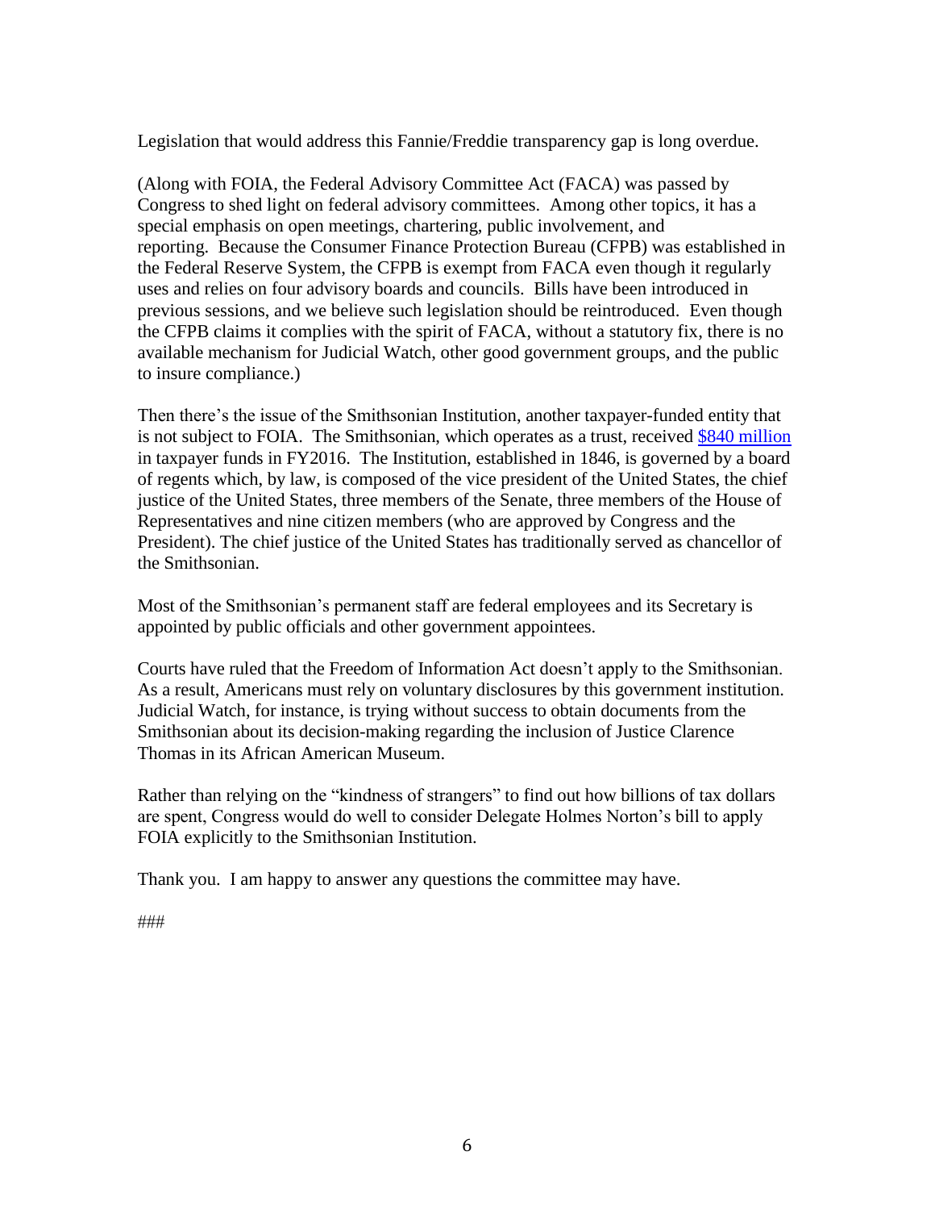Legislation that would address this Fannie/Freddie transparency gap is long overdue.

(Along with FOIA, the Federal Advisory Committee Act (FACA) was passed by Congress to shed light on federal advisory committees. Among other topics, it has a special emphasis on open meetings, chartering, public involvement, and reporting. Because the Consumer Finance Protection Bureau (CFPB) was established in the Federal Reserve System, the CFPB is exempt from FACA even though it regularly uses and relies on four advisory boards and councils. Bills have been introduced in previous sessions, and we believe such legislation should be reintroduced. Even though the CFPB claims it complies with the spirit of FACA, without a statutory fix, there is no available mechanism for Judicial Watch, other good government groups, and the public to insure compliance.)

Then there's the issue of the Smithsonian Institution, another taxpayer-funded entity that is not subject to FOIA. The Smithsonian, which operates as a trust, received $840 million in taxpayer funds in FY2016. The Institution, established in 1846, is governed by a board of regents which, by law, is composed of the vice president of the United States, the chief justice of the United States, three members of the Senate, three members of the House of Representatives and nine citizen members (who are approved by Congress and the President). The chief justice of the United States has traditionally served as chancellor of the Smithsonian.

Most of the Smithsonian's permanent staff are federal employees and its Secretary is appointed by public officials and other government appointees.

Courts have ruled that the Freedom of Information Act doesn't apply to the Smithsonian. As a result, Americans must rely on voluntary disclosures by this government institution. Judicial Watch, for instance, is trying without success to obtain documents from the Smithsonian about its decision-making regarding the inclusion of Justice Clarence Thomas in its African American Museum.

Rather than relying on the "kindness of strangers" to find out how billions of tax dollars are spent, Congress would do well to consider Delegate Holmes Norton's bill to apply FOIA explicitly to the Smithsonian Institution.

Thank you. I am happy to answer any questions the committee may have.

###